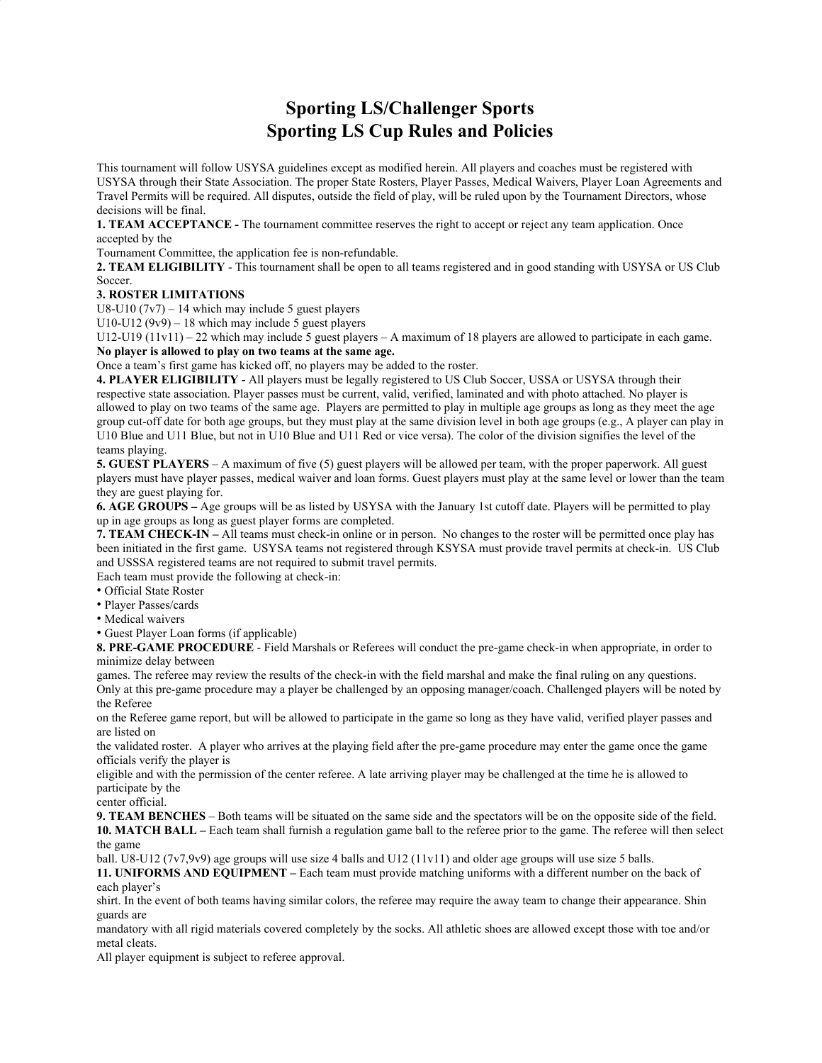# Sporting LS/Challenger Sports
# Sporting LS Cup Rules and Policies

This tournament will follow USYSA guidelines except as modified herein. All players and coaches must be registered with USYSA through their State Association. The proper State Rosters, Player Passes, Medical Waivers, Player Loan Agreements and Travel Permits will be required. All disputes, outside the field of play, will be ruled upon by the Tournament Directors, whose decisions will be final.

**1. TEAM ACCEPTANCE -** The tournament committee reserves the right to accept or reject any team application. Once accepted by the Tournament Committee, the application fee is non-refundable.

**2. TEAM ELIGIBILITY** - This tournament shall be open to all teams registered and in good standing with USYSA or US Club Soccer.

**3. ROSTER LIMITATIONS**

U8-U10 (7v7) – 14 which may include 5 guest players

U10-U12 (9v9) – 18 which may include 5 guest players

U12-U19 (11v11) – 22 which may include 5 guest players – A maximum of 18 players are allowed to participate in each game.

**No player is allowed to play on two teams at the same age.**

Once a team's first game has kicked off, no players may be added to the roster.

**4. PLAYER ELIGIBILITY -** All players must be legally registered to US Club Soccer, USSA or USYSA through their respective state association. Player passes must be current, valid, verified, laminated and with photo attached. No player is allowed to play on two teams of the same age. Players are permitted to play in multiple age groups as long as they meet the age group cut-off date for both age groups, but they must play at the same division level in both age groups (e.g., A player can play in U10 Blue and U11 Blue, but not in U10 Blue and U11 Red or vice versa). The color of the division signifies the level of the teams playing.

**5. GUEST PLAYERS** – A maximum of five (5) guest players will be allowed per team, with the proper paperwork. All guest players must have player passes, medical waiver and loan forms. Guest players must play at the same level or lower than the team they are guest playing for.

**6. AGE GROUPS –** Age groups will be as listed by USYSA with the January 1st cutoff date. Players will be permitted to play up in age groups as long as guest player forms are completed.

**7. TEAM CHECK-IN –** All teams must check-in online or in person. No changes to the roster will be permitted once play has been initiated in the first game. USYSA teams not registered through KSYSA must provide travel permits at check-in. US Club and USSSA registered teams are not required to submit travel permits.

Each team must provide the following at check-in:

- Official State Roster
- Player Passes/cards
- Medical waivers
- Guest Player Loan forms (if applicable)

**8. PRE-GAME PROCEDURE** - Field Marshals or Referees will conduct the pre-game check-in when appropriate, in order to minimize delay between games. The referee may review the results of the check-in with the field marshal and make the final ruling on any questions. Only at this pre-game procedure may a player be challenged by an opposing manager/coach. Challenged players will be noted by the Referee on the Referee game report, but will be allowed to participate in the game so long as they have valid, verified player passes and are listed on the validated roster. A player who arrives at the playing field after the pre-game procedure may enter the game once the game officials verify the player is eligible and with the permission of the center referee. A late arriving player may be challenged at the time he is allowed to participate by the center official.

**9. TEAM BENCHES** – Both teams will be situated on the same side and the spectators will be on the opposite side of the field.

**10. MATCH BALL –** Each team shall furnish a regulation game ball to the referee prior to the game. The referee will then select the game ball. U8-U12 (7v7,9v9) age groups will use size 4 balls and U12 (11v11) and older age groups will use size 5 balls.

**11. UNIFORMS AND EQUIPMENT –** Each team must provide matching uniforms with a different number on the back of each player's shirt. In the event of both teams having similar colors, the referee may require the away team to change their appearance. Shin guards are mandatory with all rigid materials covered completely by the socks. All athletic shoes are allowed except those with toe and/or metal cleats.

All player equipment is subject to referee approval.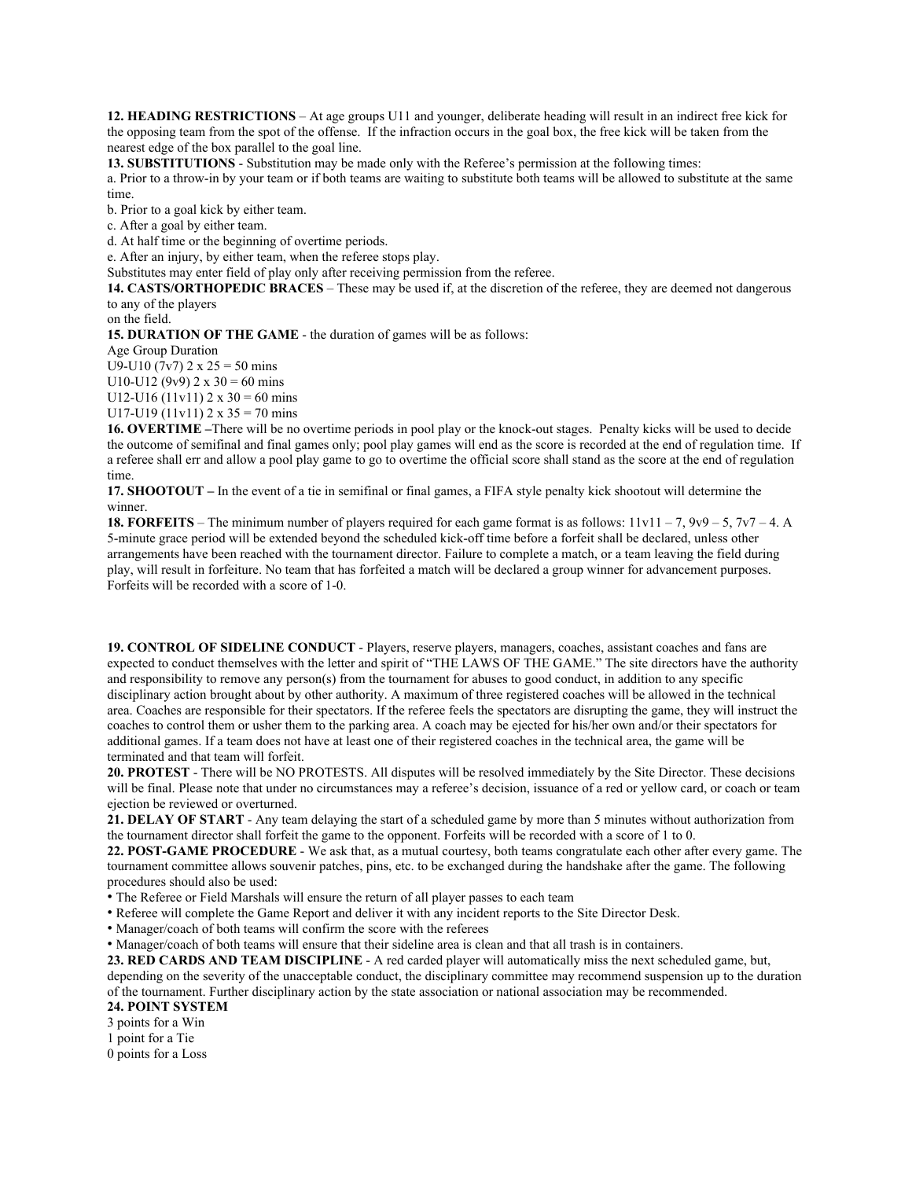**12. HEADING RESTRICTIONS** – At age groups U11 and younger, deliberate heading will result in an indirect free kick for the opposing team from the spot of the offense. If the infraction occurs in the goal box, the free kick will be taken from the nearest edge of the box parallel to the goal line.

**13. SUBSTITUTIONS** - Substitution may be made only with the Referee's permission at the following times:

a. Prior to a throw-in by your team or if both teams are waiting to substitute both teams will be allowed to substitute at the same time.

b. Prior to a goal kick by either team.

c. After a goal by either team.

d. At half time or the beginning of overtime periods.

e. After an injury, by either team, when the referee stops play.

Substitutes may enter field of play only after receiving permission from the referee.

**14. CASTS/ORTHOPEDIC BRACES** – These may be used if, at the discretion of the referee, they are deemed not dangerous to any of the players on the field.

**15. DURATION OF THE GAME** - the duration of games will be as follows:

Age Group Duration

U9-U10 (7v7) 2 x 25 = 50 mins

U10-U12 (9v9) 2 x 30 = 60 mins

U12-U16 (11v11) 2 x 30 = 60 mins

U17-U19 (11v11) 2 x 35 = 70 mins

**16. OVERTIME** –There will be no overtime periods in pool play or the knock-out stages. Penalty kicks will be used to decide the outcome of semifinal and final games only; pool play games will end as the score is recorded at the end of regulation time. If a referee shall err and allow a pool play game to go to overtime the official score shall stand as the score at the end of regulation time.

**17. SHOOTOUT** – In the event of a tie in semifinal or final games, a FIFA style penalty kick shootout will determine the winner.

**18. FORFEITS** – The minimum number of players required for each game format is as follows: 11v11 – 7, 9v9 – 5, 7v7 – 4. A 5-minute grace period will be extended beyond the scheduled kick-off time before a forfeit shall be declared, unless other arrangements have been reached with the tournament director. Failure to complete a match, or a team leaving the field during play, will result in forfeiture. No team that has forfeited a match will be declared a group winner for advancement purposes. Forfeits will be recorded with a score of 1-0.

**19. CONTROL OF SIDELINE CONDUCT** - Players, reserve players, managers, coaches, assistant coaches and fans are expected to conduct themselves with the letter and spirit of "THE LAWS OF THE GAME." The site directors have the authority and responsibility to remove any person(s) from the tournament for abuses to good conduct, in addition to any specific disciplinary action brought about by other authority. A maximum of three registered coaches will be allowed in the technical area. Coaches are responsible for their spectators. If the referee feels the spectators are disrupting the game, they will instruct the coaches to control them or usher them to the parking area. A coach may be ejected for his/her own and/or their spectators for additional games. If a team does not have at least one of their registered coaches in the technical area, the game will be terminated and that team will forfeit.

**20. PROTEST** - There will be NO PROTESTS. All disputes will be resolved immediately by the Site Director. These decisions will be final. Please note that under no circumstances may a referee's decision, issuance of a red or yellow card, or coach or team ejection be reviewed or overturned.

**21. DELAY OF START** - Any team delaying the start of a scheduled game by more than 5 minutes without authorization from the tournament director shall forfeit the game to the opponent. Forfeits will be recorded with a score of 1 to 0.

**22. POST-GAME PROCEDURE** - We ask that, as a mutual courtesy, both teams congratulate each other after every game. The tournament committee allows souvenir patches, pins, etc. to be exchanged during the handshake after the game. The following procedures should also be used:

- The Referee or Field Marshals will ensure the return of all player passes to each team
- Referee will complete the Game Report and deliver it with any incident reports to the Site Director Desk.
- Manager/coach of both teams will confirm the score with the referees
- Manager/coach of both teams will ensure that their sideline area is clean and that all trash is in containers.

**23. RED CARDS AND TEAM DISCIPLINE** - A red carded player will automatically miss the next scheduled game, but, depending on the severity of the unacceptable conduct, the disciplinary committee may recommend suspension up to the duration of the tournament. Further disciplinary action by the state association or national association may be recommended.

**24. POINT SYSTEM**

3 points for a Win

1 point for a Tie

0 points for a Loss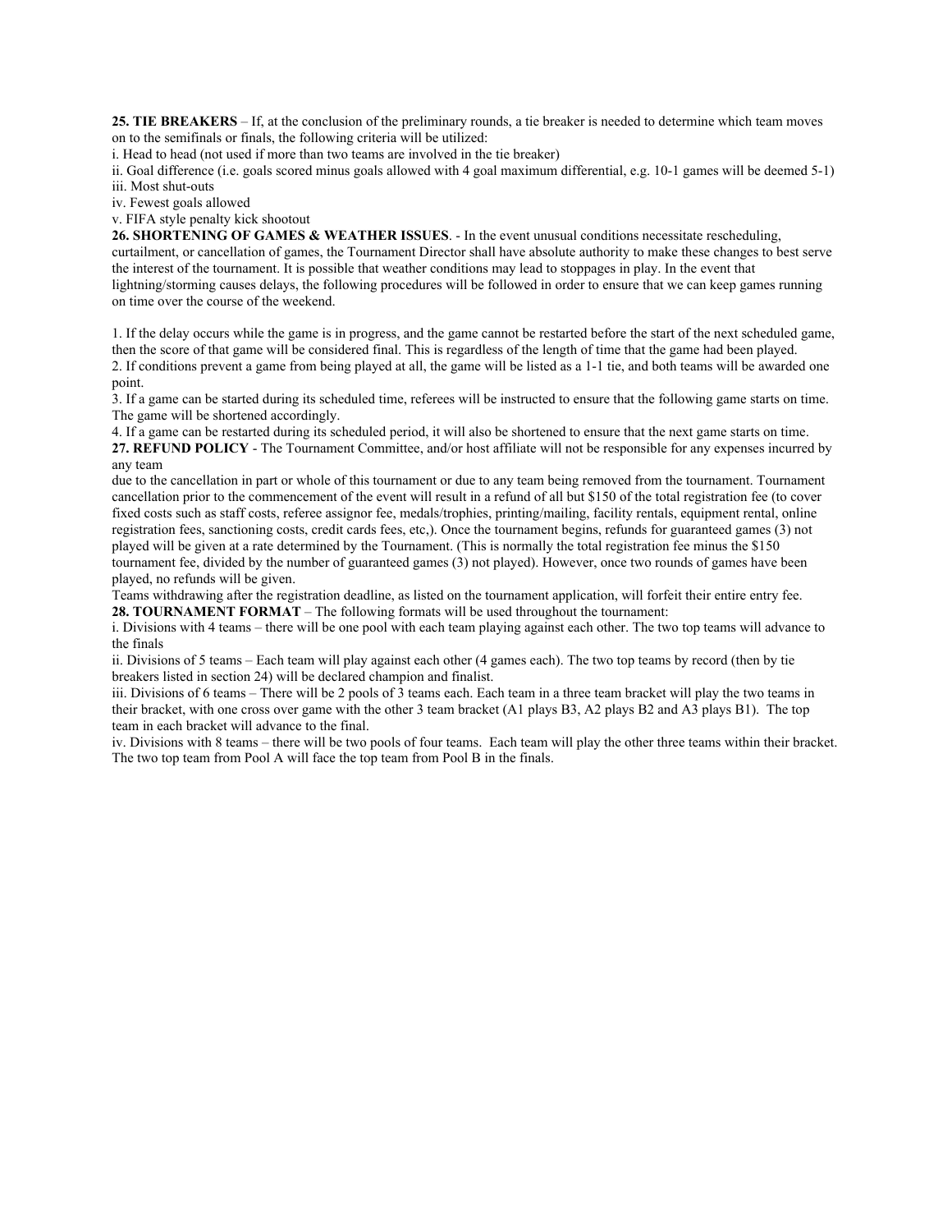**25. TIE BREAKERS** – If, at the conclusion of the preliminary rounds, a tie breaker is needed to determine which team moves on to the semifinals or finals, the following criteria will be utilized:

i. Head to head (not used if more than two teams are involved in the tie breaker)
ii. Goal difference (i.e. goals scored minus goals allowed with 4 goal maximum differential, e.g. 10-1 games will be deemed 5-1)
iii. Most shut-outs
iv. Fewest goals allowed
v. FIFA style penalty kick shootout

**26. SHORTENING OF GAMES & WEATHER ISSUES**. - In the event unusual conditions necessitate rescheduling, curtailment, or cancellation of games, the Tournament Director shall have absolute authority to make these changes to best serve the interest of the tournament. It is possible that weather conditions may lead to stoppages in play. In the event that lightning/storming causes delays, the following procedures will be followed in order to ensure that we can keep games running on time over the course of the weekend.

1. If the delay occurs while the game is in progress, and the game cannot be restarted before the start of the next scheduled game, then the score of that game will be considered final. This is regardless of the length of time that the game had been played.
2. If conditions prevent a game from being played at all, the game will be listed as a 1-1 tie, and both teams will be awarded one point.
3. If a game can be started during its scheduled time, referees will be instructed to ensure that the following game starts on time. The game will be shortened accordingly.
4. If a game can be restarted during its scheduled period, it will also be shortened to ensure that the next game starts on time.

**27. REFUND POLICY** - The Tournament Committee, and/or host affiliate will not be responsible for any expenses incurred by any team due to the cancellation in part or whole of this tournament or due to any team being removed from the tournament. Tournament cancellation prior to the commencement of the event will result in a refund of all but $150 of the total registration fee (to cover fixed costs such as staff costs, referee assignor fee, medals/trophies, printing/mailing, facility rentals, equipment rental, online registration fees, sanctioning costs, credit cards fees, etc,). Once the tournament begins, refunds for guaranteed games (3) not played will be given at a rate determined by the Tournament. (This is normally the total registration fee minus the $150 tournament fee, divided by the number of guaranteed games (3) not played). However, once two rounds of games have been played, no refunds will be given.

Teams withdrawing after the registration deadline, as listed on the tournament application, will forfeit their entire entry fee.

**28. TOURNAMENT FORMAT** – The following formats will be used throughout the tournament:

i. Divisions with 4 teams – there will be one pool with each team playing against each other. The two top teams will advance to the finals
ii. Divisions of 5 teams – Each team will play against each other (4 games each). The two top teams by record (then by tie breakers listed in section 24) will be declared champion and finalist.
iii. Divisions of 6 teams – There will be 2 pools of 3 teams each. Each team in a three team bracket will play the two teams in their bracket, with one cross over game with the other 3 team bracket (A1 plays B3, A2 plays B2 and A3 plays B1). The top team in each bracket will advance to the final.
iv. Divisions with 8 teams – there will be two pools of four teams. Each team will play the other three teams within their bracket. The two top team from Pool A will face the top team from Pool B in the finals.